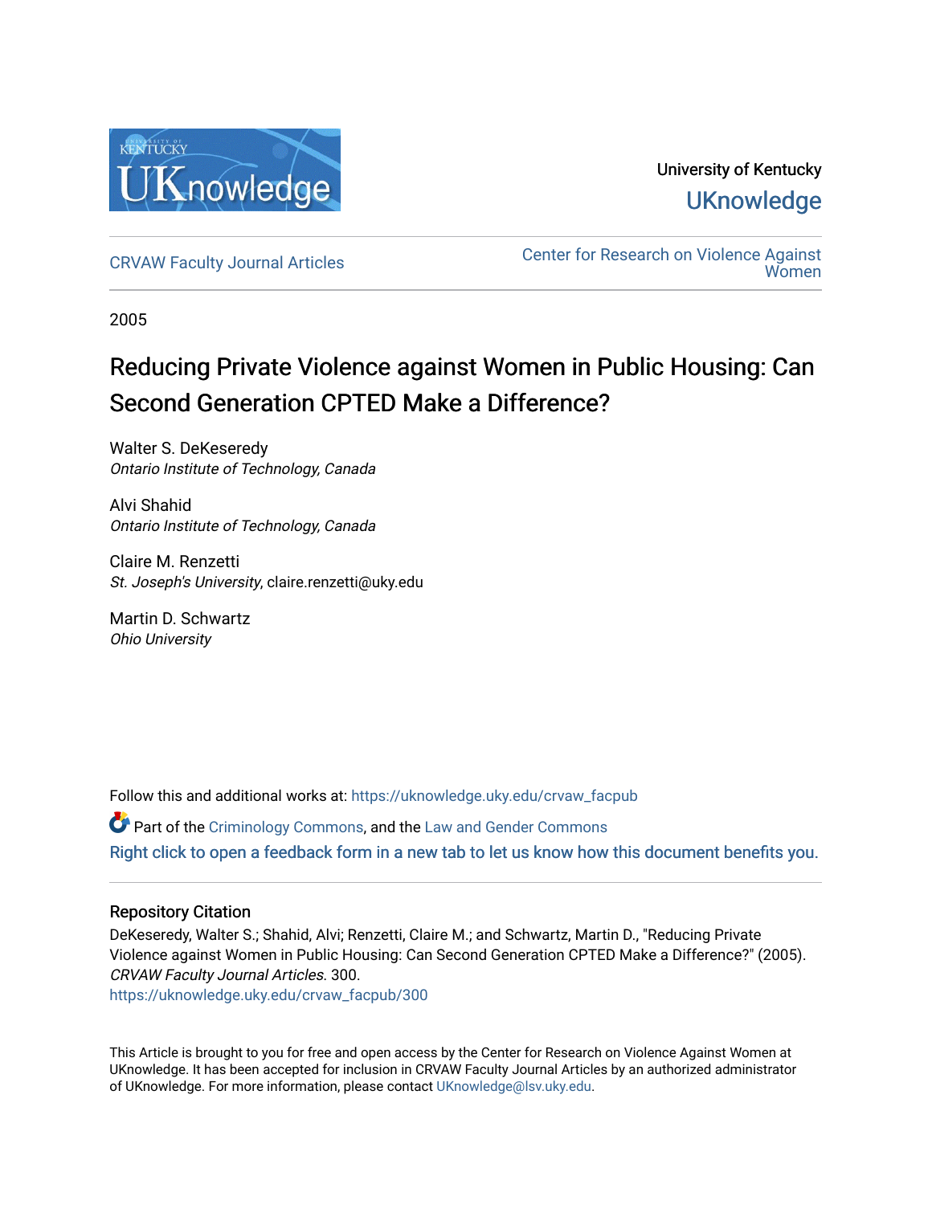University of Kentucky

UKnowledge

CRVAW Faculty Journal Articles

Center for Research on Violence Against Women

2005

# Reducing Private Violence against Women in Public Housing: Can Second Generation CPTED Make a Difference?

Walter S. DeKeseredy
*Ontario Institute of Technology, Canada*

Alvi Shahid
*Ontario Institute of Technology, Canada*

Claire M. Renzetti
*St. Joseph's University*, claire.renzetti@uky.edu

Martin D. Schwartz
*Ohio University*

Follow this and additional works at: https://uknowledge.uky.edu/crvaw_facpub

Part of the Criminology Commons, and the Law and Gender Commons

Right click to open a feedback form in a new tab to let us know how this document benefits you.

## Repository Citation

DeKeseredy, Walter S.; Shahid, Alvi; Renzetti, Claire M.; and Schwartz, Martin D., "Reducing Private Violence against Women in Public Housing: Can Second Generation CPTED Make a Difference?" (2005). *CRVAW Faculty Journal Articles*. 300.
https://uknowledge.uky.edu/crvaw_facpub/300

This Article is brought to you for free and open access by the Center for Research on Violence Against Women at UKnowledge. It has been accepted for inclusion in CRVAW Faculty Journal Articles by an authorized administrator of UKnowledge. For more information, please contact UKnowledge@lsv.uky.edu.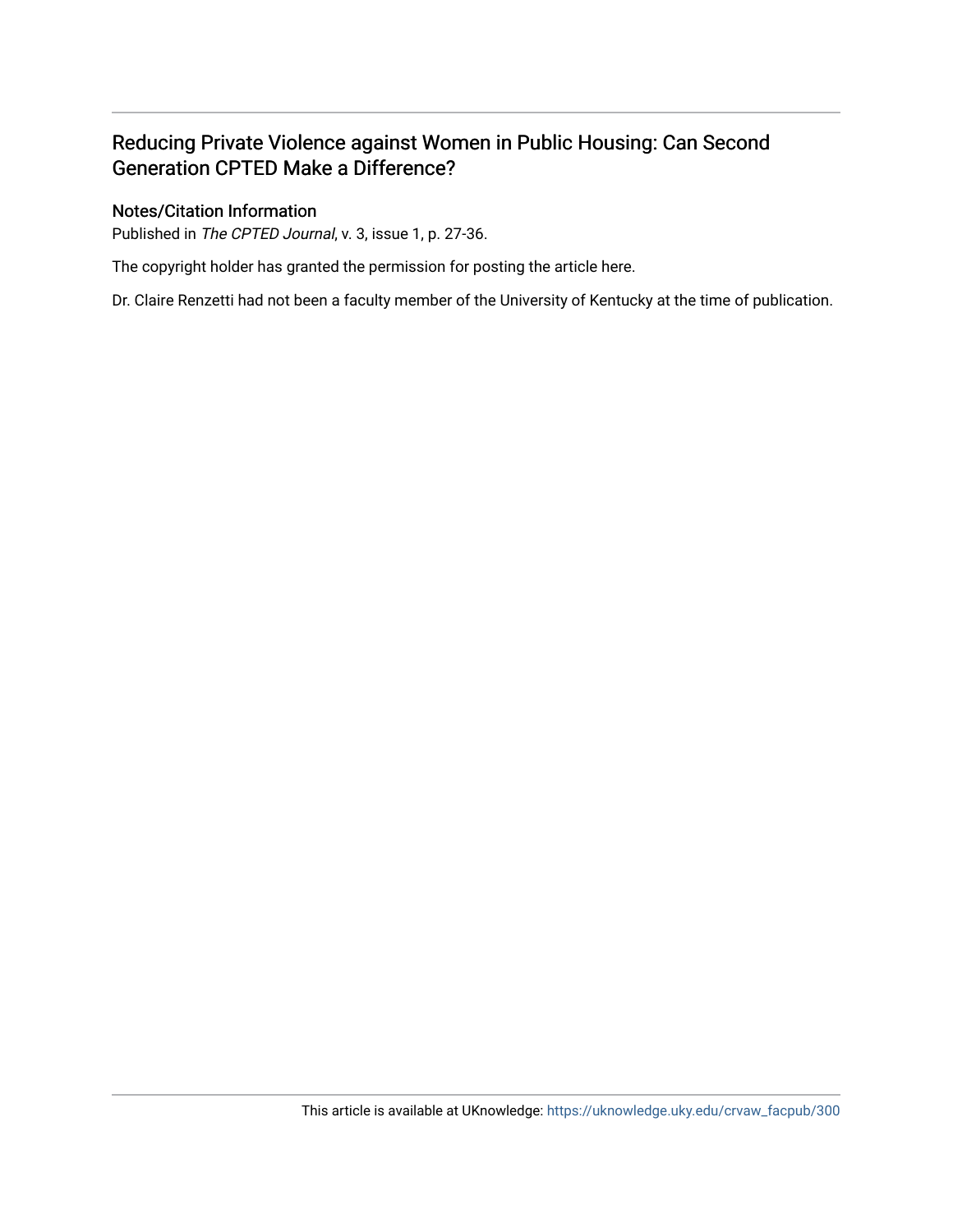# Reducing Private Violence against Women in Public Housing: Can Second Generation CPTED Make a Difference?

## Notes/Citation Information

Published in *The CPTED Journal*, v. 3, issue 1, p. 27-36.

The copyright holder has granted the permission for posting the article here.

Dr. Claire Renzetti had not been a faculty member of the University of Kentucky at the time of publication.

This article is available at UKnowledge: https://uknowledge.uky.edu/crvaw_facpub/300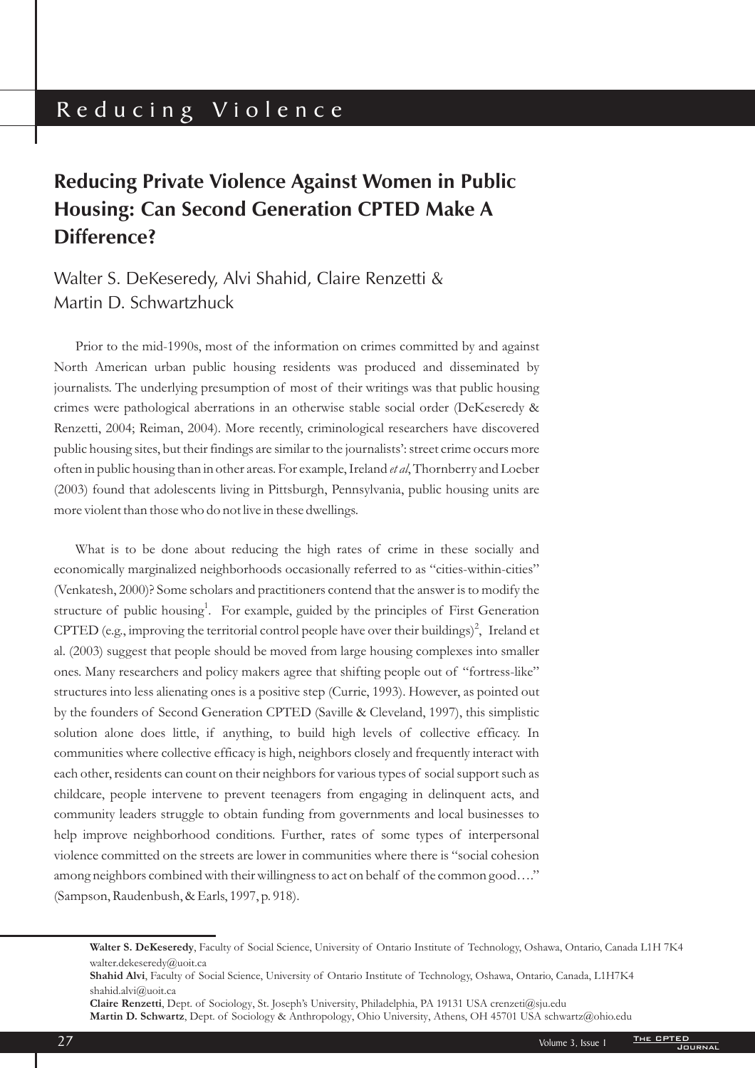# Reducing Violence

## Reducing Private Violence Against Women in Public Housing: Can Second Generation CPTED Make A Difference?

Walter S. DeKeseredy, Alvi Shahid, Claire Renzetti & Martin D. Schwartzhuck

Prior to the mid-1990s, most of the information on crimes committed by and against North American urban public housing residents was produced and disseminated by journalists. The underlying presumption of most of their writings was that public housing crimes were pathological aberrations in an otherwise stable social order (DeKeseredy & Renzetti, 2004; Reiman, 2004). More recently, criminological researchers have discovered public housing sites, but their findings are similar to the journalists': street crime occurs more often in public housing than in other areas. For example, Ireland *et al*, Thornberry and Loeber (2003) found that adolescents living in Pittsburgh, Pennsylvania, public housing units are more violent than those who do not live in these dwellings.

What is to be done about reducing the high rates of crime in these socially and economically marginalized neighborhoods occasionally referred to as "cities-within-cities" (Venkatesh, 2000)? Some scholars and practitioners contend that the answer is to modify the structure of public housing[1]. For example, guided by the principles of First Generation CPTED (e.g., improving the territorial control people have over their buildings)[2], Ireland et al. (2003) suggest that people should be moved from large housing complexes into smaller ones. Many researchers and policy makers agree that shifting people out of "fortress-like" structures into less alienating ones is a positive step (Currie, 1993). However, as pointed out by the founders of Second Generation CPTED (Saville & Cleveland, 1997), this simplistic solution alone does little, if anything, to build high levels of collective efficacy. In communities where collective efficacy is high, neighbors closely and frequently interact with each other, residents can count on their neighbors for various types of social support such as childcare, people intervene to prevent teenagers from engaging in delinquent acts, and community leaders struggle to obtain funding from governments and local businesses to help improve neighborhood conditions. Further, rates of some types of interpersonal violence committed on the streets are lower in communities where there is "social cohesion among neighbors combined with their willingness to act on behalf of the common good…." (Sampson, Raudenbush, & Earls, 1997, p. 918).

**Walter S. DeKeseredy**, Faculty of Social Science, University of Ontario Institute of Technology, Oshawa, Ontario, Canada L1H 7K4 walter.dekeseredy@uoit.ca

**Shahid Alvi**, Faculty of Social Science, University of Ontario Institute of Technology, Oshawa, Ontario, Canada, L1H7K4 shahid.alvi@uoit.ca

**Claire Renzetti**, Dept. of Sociology, St. Joseph's University, Philadelphia, PA 19131 USA crenzeti@sju.edu

**Martin D. Schwartz**, Dept. of Sociology & Anthropology, Ohio University, Athens, OH 45701 USA schwartz@ohio.edu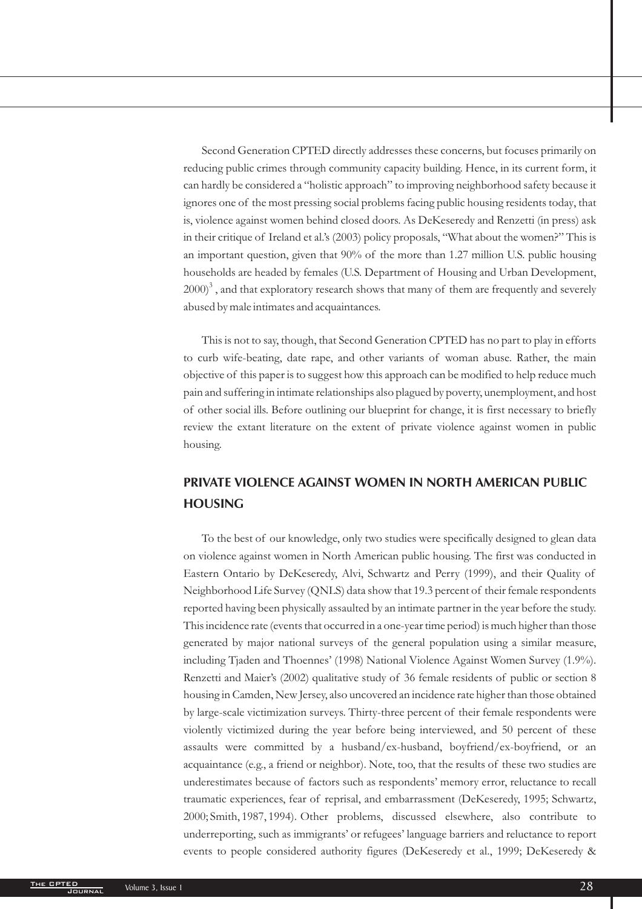Second Generation CPTED directly addresses these concerns, but focuses primarily on reducing public crimes through community capacity building. Hence, in its current form, it can hardly be considered a "holistic approach" to improving neighborhood safety because it ignores one of the most pressing social problems facing public housing residents today, that is, violence against women behind closed doors. As DeKeseredy and Renzetti (in press) ask in their critique of Ireland et al.'s (2003) policy proposals, "What about the women?" This is an important question, given that 90% of the more than 1.27 million U.S. public housing households are headed by females (U.S. Department of Housing and Urban Development, 2000)[3], and that exploratory research shows that many of them are frequently and severely abused by male intimates and acquaintances.

This is not to say, though, that Second Generation CPTED has no part to play in efforts to curb wife-beating, date rape, and other variants of woman abuse. Rather, the main objective of this paper is to suggest how this approach can be modified to help reduce much pain and suffering in intimate relationships also plagued by poverty, unemployment, and host of other social ills. Before outlining our blueprint for change, it is first necessary to briefly review the extant literature on the extent of private violence against women in public housing.

## PRIVATE VIOLENCE AGAINST WOMEN IN NORTH AMERICAN PUBLIC HOUSING

To the best of our knowledge, only two studies were specifically designed to glean data on violence against women in North American public housing. The first was conducted in Eastern Ontario by DeKeseredy, Alvi, Schwartz and Perry (1999), and their Quality of Neighborhood Life Survey (QNLS) data show that 19.3 percent of their female respondents reported having been physically assaulted by an intimate partner in the year before the study. This incidence rate (events that occurred in a one-year time period) is much higher than those generated by major national surveys of the general population using a similar measure, including Tjaden and Thoennes' (1998) National Violence Against Women Survey (1.9%). Renzetti and Maier's (2002) qualitative study of 36 female residents of public or section 8 housing in Camden, New Jersey, also uncovered an incidence rate higher than those obtained by large-scale victimization surveys. Thirty-three percent of their female respondents were violently victimized during the year before being interviewed, and 50 percent of these assaults were committed by a husband/ex-husband, boyfriend/ex-boyfriend, or an acquaintance (e.g., a friend or neighbor). Note, too, that the results of these two studies are underestimates because of factors such as respondents' memory error, reluctance to recall traumatic experiences, fear of reprisal, and embarrassment (DeKeseredy, 1995; Schwartz, 2000; Smith, 1987, 1994). Other problems, discussed elsewhere, also contribute to underreporting, such as immigrants' or refugees' language barriers and reluctance to report events to people considered authority figures (DeKeseredy et al., 1999; DeKeseredy &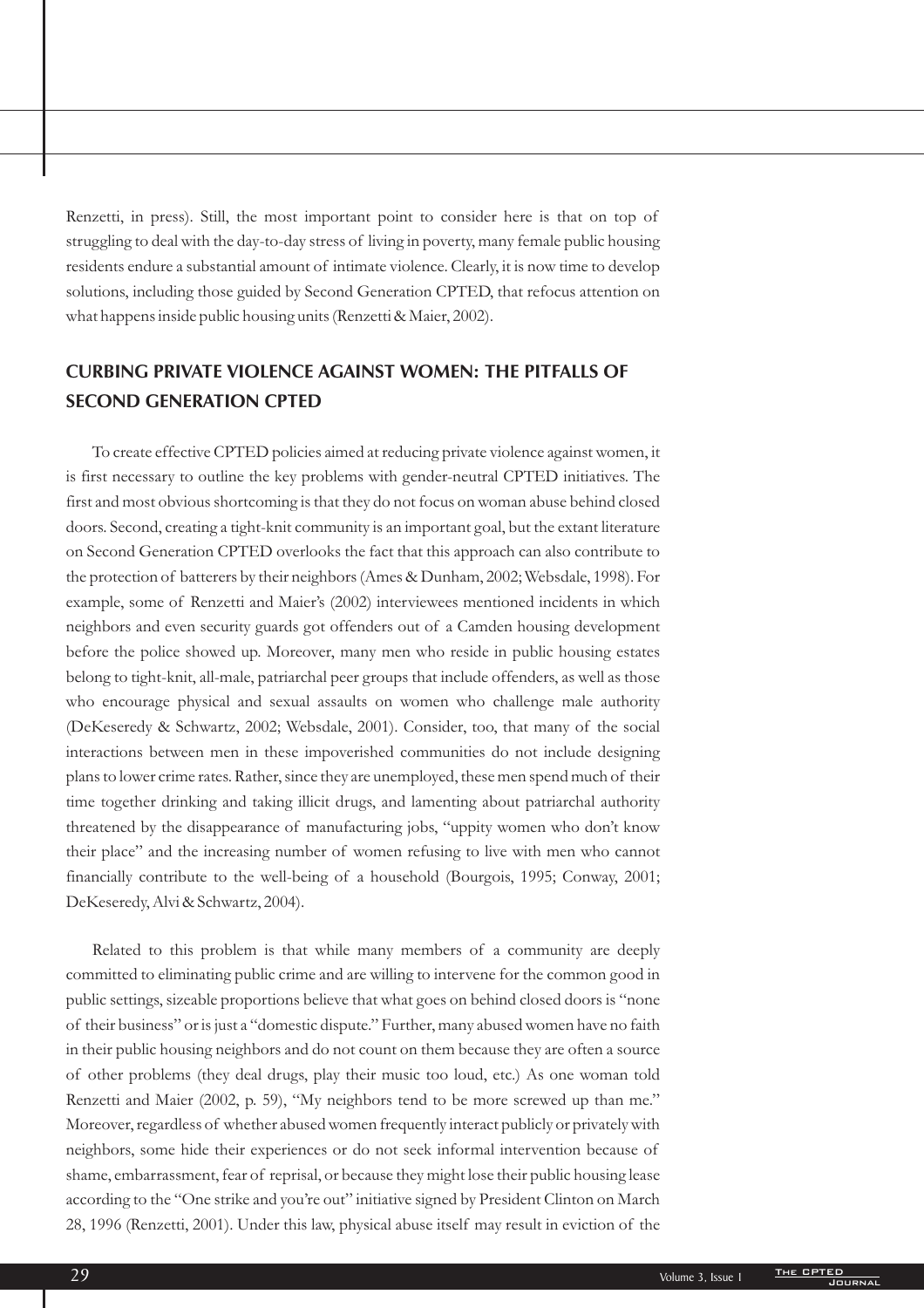Renzetti, in press). Still, the most important point to consider here is that on top of struggling to deal with the day-to-day stress of living in poverty, many female public housing residents endure a substantial amount of intimate violence. Clearly, it is now time to develop solutions, including those guided by Second Generation CPTED, that refocus attention on what happens inside public housing units (Renzetti & Maier, 2002).

## CURBING PRIVATE VIOLENCE AGAINST WOMEN: THE PITFALLS OF SECOND GENERATION CPTED

To create effective CPTED policies aimed at reducing private violence against women, it is first necessary to outline the key problems with gender-neutral CPTED initiatives. The first and most obvious shortcoming is that they do not focus on woman abuse behind closed doors. Second, creating a tight-knit community is an important goal, but the extant literature on Second Generation CPTED overlooks the fact that this approach can also contribute to the protection of batterers by their neighbors (Ames & Dunham, 2002; Websdale, 1998). For example, some of Renzetti and Maier's (2002) interviewees mentioned incidents in which neighbors and even security guards got offenders out of a Camden housing development before the police showed up. Moreover, many men who reside in public housing estates belong to tight-knit, all-male, patriarchal peer groups that include offenders, as well as those who encourage physical and sexual assaults on women who challenge male authority (DeKeseredy & Schwartz, 2002; Websdale, 2001). Consider, too, that many of the social interactions between men in these impoverished communities do not include designing plans to lower crime rates. Rather, since they are unemployed, these men spend much of their time together drinking and taking illicit drugs, and lamenting about patriarchal authority threatened by the disappearance of manufacturing jobs, "uppity women who don't know their place" and the increasing number of women refusing to live with men who cannot financially contribute to the well-being of a household (Bourgois, 1995; Conway, 2001; DeKeseredy, Alvi & Schwartz, 2004).

Related to this problem is that while many members of a community are deeply committed to eliminating public crime and are willing to intervene for the common good in public settings, sizeable proportions believe that what goes on behind closed doors is "none of their business" or is just a "domestic dispute." Further, many abused women have no faith in their public housing neighbors and do not count on them because they are often a source of other problems (they deal drugs, play their music too loud, etc.) As one woman told Renzetti and Maier (2002, p. 59), "My neighbors tend to be more screwed up than me." Moreover, regardless of whether abused women frequently interact publicly or privately with neighbors, some hide their experiences or do not seek informal intervention because of shame, embarrassment, fear of reprisal, or because they might lose their public housing lease according to the "One strike and you're out" initiative signed by President Clinton on March 28, 1996 (Renzetti, 2001). Under this law, physical abuse itself may result in eviction of the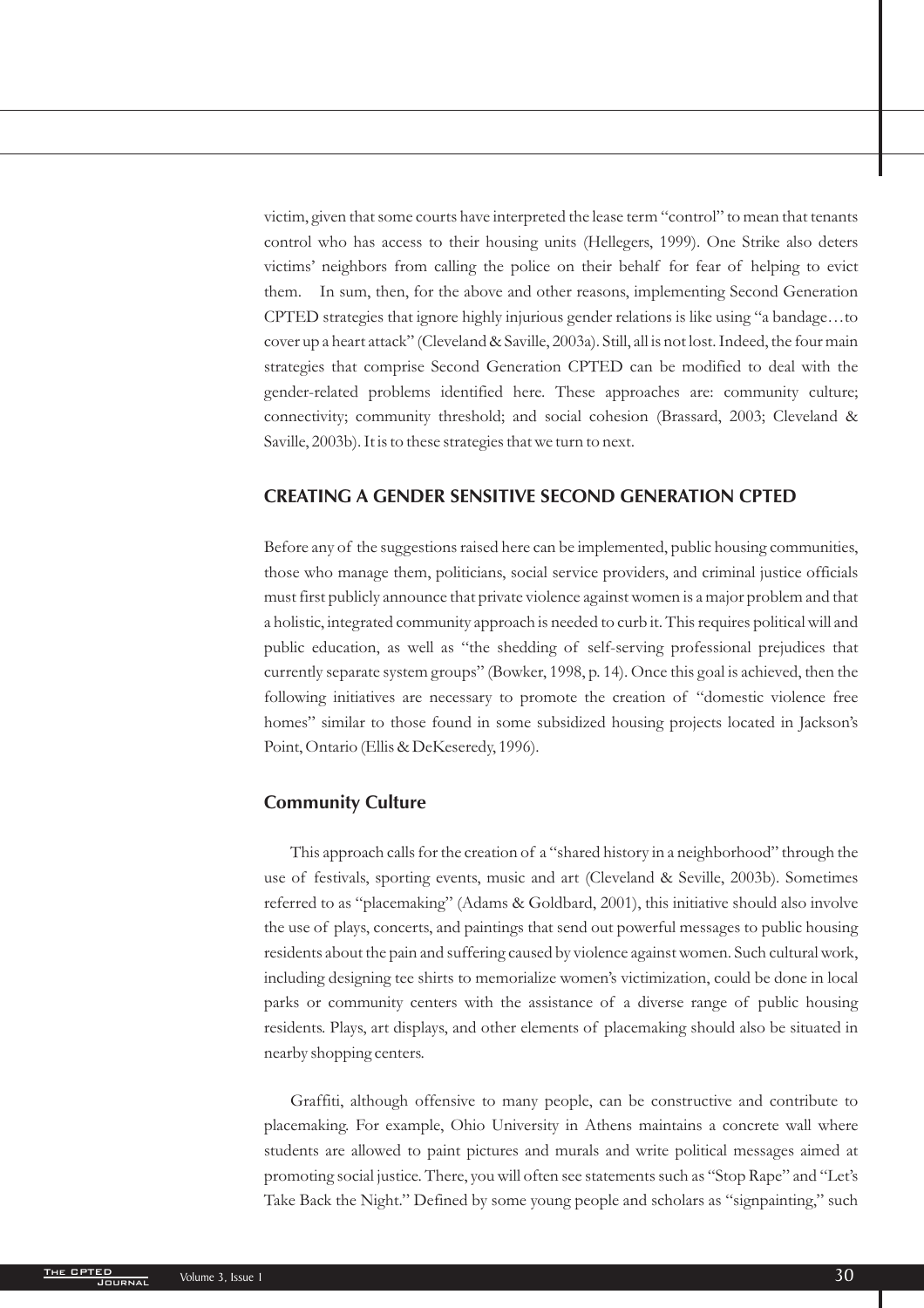victim, given that some courts have interpreted the lease term "control" to mean that tenants control who has access to their housing units (Hellegers, 1999). One Strike also deters victims' neighbors from calling the police on their behalf for fear of helping to evict them. In sum, then, for the above and other reasons, implementing Second Generation CPTED strategies that ignore highly injurious gender relations is like using "a bandage…to cover up a heart attack" (Cleveland & Saville, 2003a). Still, all is not lost. Indeed, the four main strategies that comprise Second Generation CPTED can be modified to deal with the gender-related problems identified here. These approaches are: community culture; connectivity; community threshold; and social cohesion (Brassard, 2003; Cleveland & Saville, 2003b). It is to these strategies that we turn to next.

## CREATING A GENDER SENSITIVE SECOND GENERATION CPTED

Before any of the suggestions raised here can be implemented, public housing communities, those who manage them, politicians, social service providers, and criminal justice officials must first publicly announce that private violence against women is a major problem and that a holistic, integrated community approach is needed to curb it. This requires political will and public education, as well as "the shedding of self-serving professional prejudices that currently separate system groups" (Bowker, 1998, p. 14). Once this goal is achieved, then the following initiatives are necessary to promote the creation of "domestic violence free homes" similar to those found in some subsidized housing projects located in Jackson's Point, Ontario (Ellis & DeKeseredy, 1996).

### Community Culture

This approach calls for the creation of a "shared history in a neighborhood" through the use of festivals, sporting events, music and art (Cleveland & Seville, 2003b). Sometimes referred to as "placemaking" (Adams & Goldbard, 2001), this initiative should also involve the use of plays, concerts, and paintings that send out powerful messages to public housing residents about the pain and suffering caused by violence against women. Such cultural work, including designing tee shirts to memorialize women's victimization, could be done in local parks or community centers with the assistance of a diverse range of public housing residents. Plays, art displays, and other elements of placemaking should also be situated in nearby shopping centers.

Graffiti, although offensive to many people, can be constructive and contribute to placemaking. For example, Ohio University in Athens maintains a concrete wall where students are allowed to paint pictures and murals and write political messages aimed at promoting social justice. There, you will often see statements such as "Stop Rape" and "Let's Take Back the Night." Defined by some young people and scholars as "signpainting," such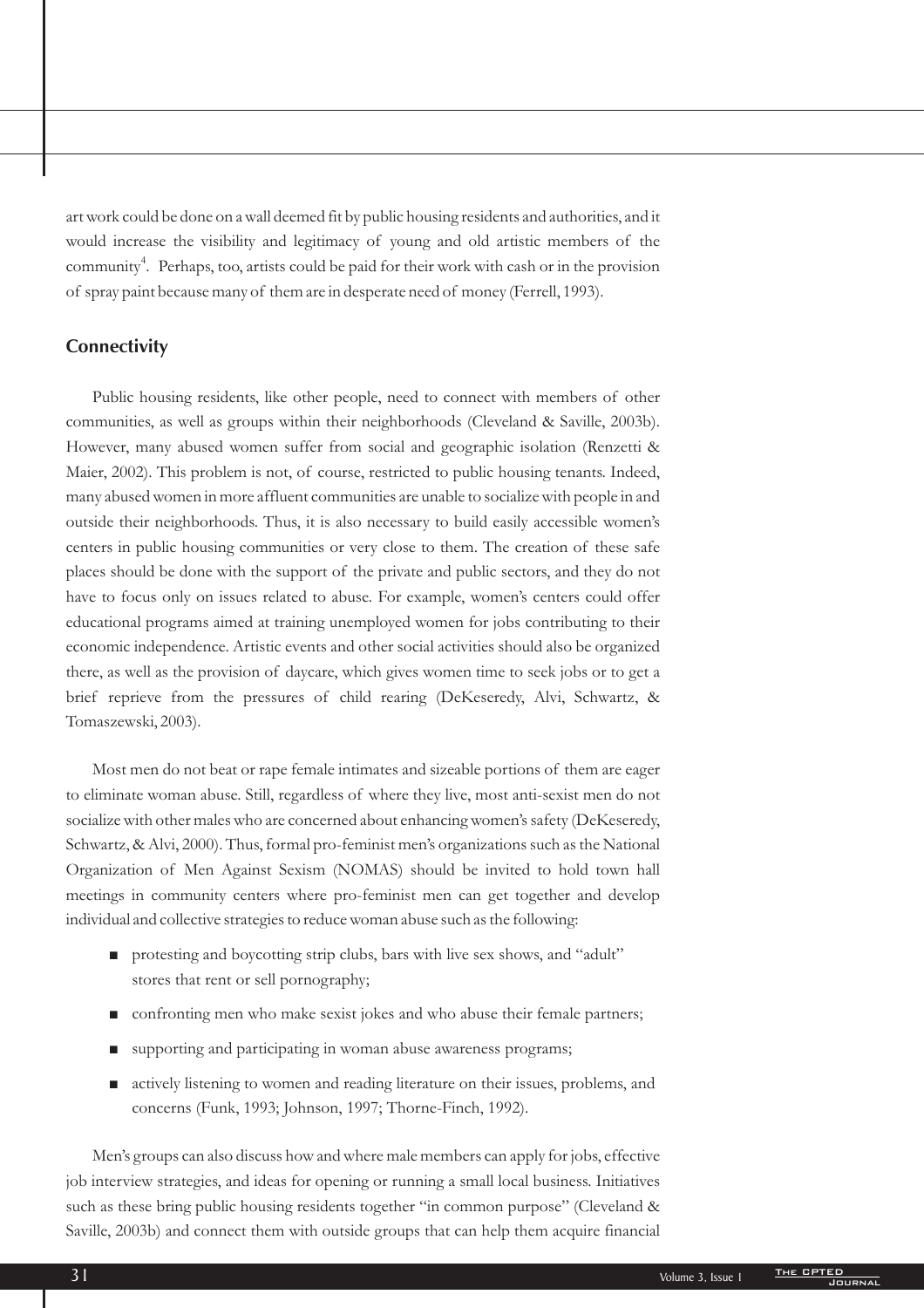art work could be done on a wall deemed fit by public housing residents and authorities, and it would increase the visibility and legitimacy of young and old artistic members of the community[4]. Perhaps, too, artists could be paid for their work with cash or in the provision of spray paint because many of them are in desperate need of money (Ferrell, 1993).

## Connectivity

Public housing residents, like other people, need to connect with members of other communities, as well as groups within their neighborhoods (Cleveland & Saville, 2003b). However, many abused women suffer from social and geographic isolation (Renzetti & Maier, 2002). This problem is not, of course, restricted to public housing tenants. Indeed, many abused women in more affluent communities are unable to socialize with people in and outside their neighborhoods. Thus, it is also necessary to build easily accessible women's centers in public housing communities or very close to them. The creation of these safe places should be done with the support of the private and public sectors, and they do not have to focus only on issues related to abuse. For example, women's centers could offer educational programs aimed at training unemployed women for jobs contributing to their economic independence. Artistic events and other social activities should also be organized there, as well as the provision of daycare, which gives women time to seek jobs or to get a brief reprieve from the pressures of child rearing (DeKeseredy, Alvi, Schwartz, & Tomaszewski, 2003).

Most men do not beat or rape female intimates and sizeable portions of them are eager to eliminate woman abuse. Still, regardless of where they live, most anti-sexist men do not socialize with other males who are concerned about enhancing women's safety (DeKeseredy, Schwartz, & Alvi, 2000). Thus, formal pro-feminist men's organizations such as the National Organization of Men Against Sexism (NOMAS) should be invited to hold town hall meetings in community centers where pro-feminist men can get together and develop individual and collective strategies to reduce woman abuse such as the following:

- protesting and boycotting strip clubs, bars with live sex shows, and "adult" stores that rent or sell pornography;
- confronting men who make sexist jokes and who abuse their female partners;
- supporting and participating in woman abuse awareness programs;
- actively listening to women and reading literature on their issues, problems, and concerns (Funk, 1993; Johnson, 1997; Thorne-Finch, 1992).

Men's groups can also discuss how and where male members can apply for jobs, effective job interview strategies, and ideas for opening or running a small local business. Initiatives such as these bring public housing residents together "in common purpose" (Cleveland & Saville, 2003b) and connect them with outside groups that can help them acquire financial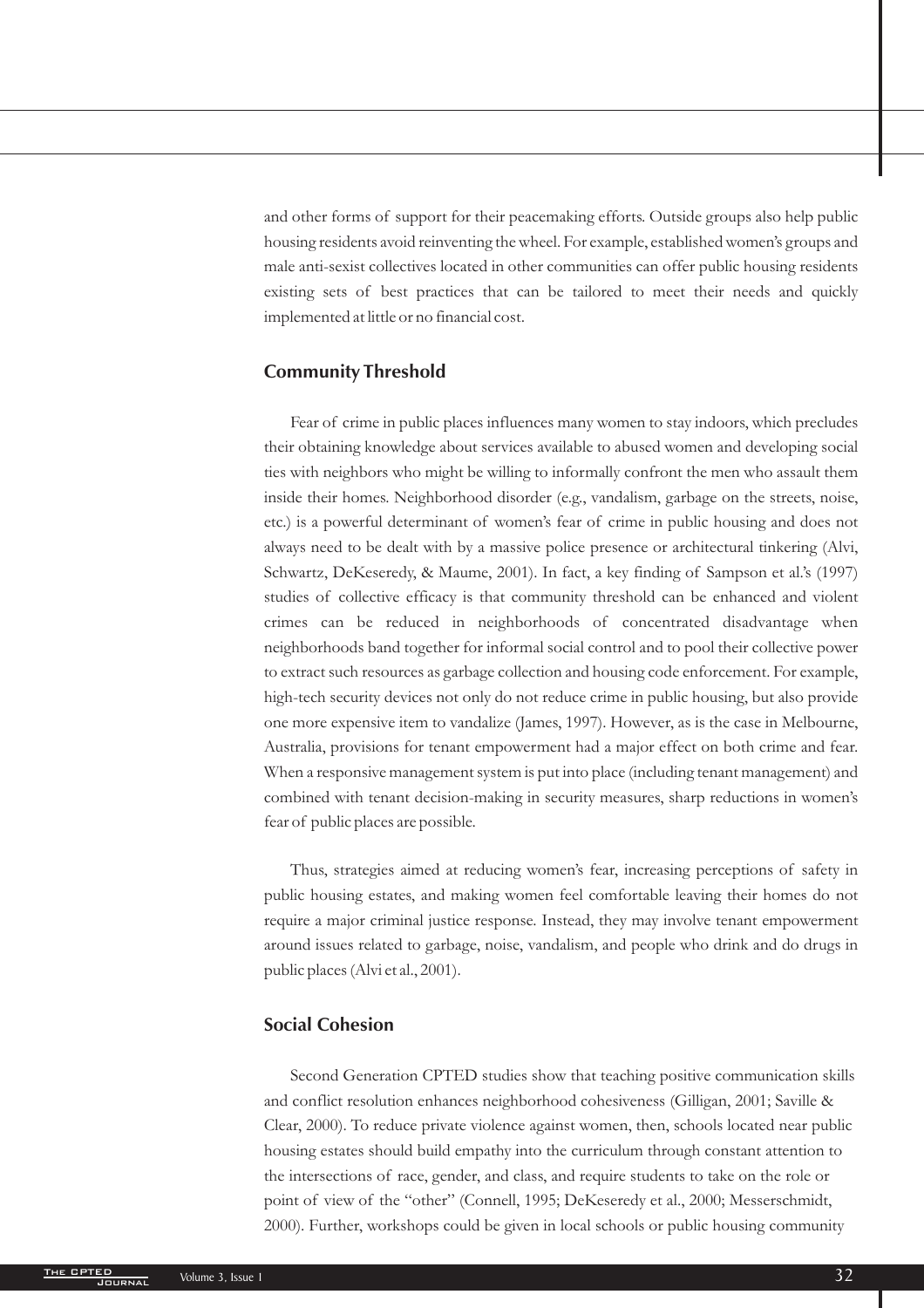and other forms of support for their peacemaking efforts. Outside groups also help public housing residents avoid reinventing the wheel. For example, established women's groups and male anti-sexist collectives located in other communities can offer public housing residents existing sets of best practices that can be tailored to meet their needs and quickly implemented at little or no financial cost.

## Community Threshold

Fear of crime in public places influences many women to stay indoors, which precludes their obtaining knowledge about services available to abused women and developing social ties with neighbors who might be willing to informally confront the men who assault them inside their homes. Neighborhood disorder (e.g., vandalism, garbage on the streets, noise, etc.) is a powerful determinant of women's fear of crime in public housing and does not always need to be dealt with by a massive police presence or architectural tinkering (Alvi, Schwartz, DeKeseredy, & Maume, 2001). In fact, a key finding of Sampson et al.'s (1997) studies of collective efficacy is that community threshold can be enhanced and violent crimes can be reduced in neighborhoods of concentrated disadvantage when neighborhoods band together for informal social control and to pool their collective power to extract such resources as garbage collection and housing code enforcement. For example, high-tech security devices not only do not reduce crime in public housing, but also provide one more expensive item to vandalize (James, 1997). However, as is the case in Melbourne, Australia, provisions for tenant empowerment had a major effect on both crime and fear. When a responsive management system is put into place (including tenant management) and combined with tenant decision-making in security measures, sharp reductions in women's fear of public places are possible.

Thus, strategies aimed at reducing women's fear, increasing perceptions of safety in public housing estates, and making women feel comfortable leaving their homes do not require a major criminal justice response. Instead, they may involve tenant empowerment around issues related to garbage, noise, vandalism, and people who drink and do drugs in public places (Alvi et al., 2001).

## Social Cohesion

Second Generation CPTED studies show that teaching positive communication skills and conflict resolution enhances neighborhood cohesiveness (Gilligan, 2001; Saville & Clear, 2000). To reduce private violence against women, then, schools located near public housing estates should build empathy into the curriculum through constant attention to the intersections of race, gender, and class, and require students to take on the role or point of view of the "other" (Connell, 1995; DeKeseredy et al., 2000; Messerschmidt, 2000). Further, workshops could be given in local schools or public housing community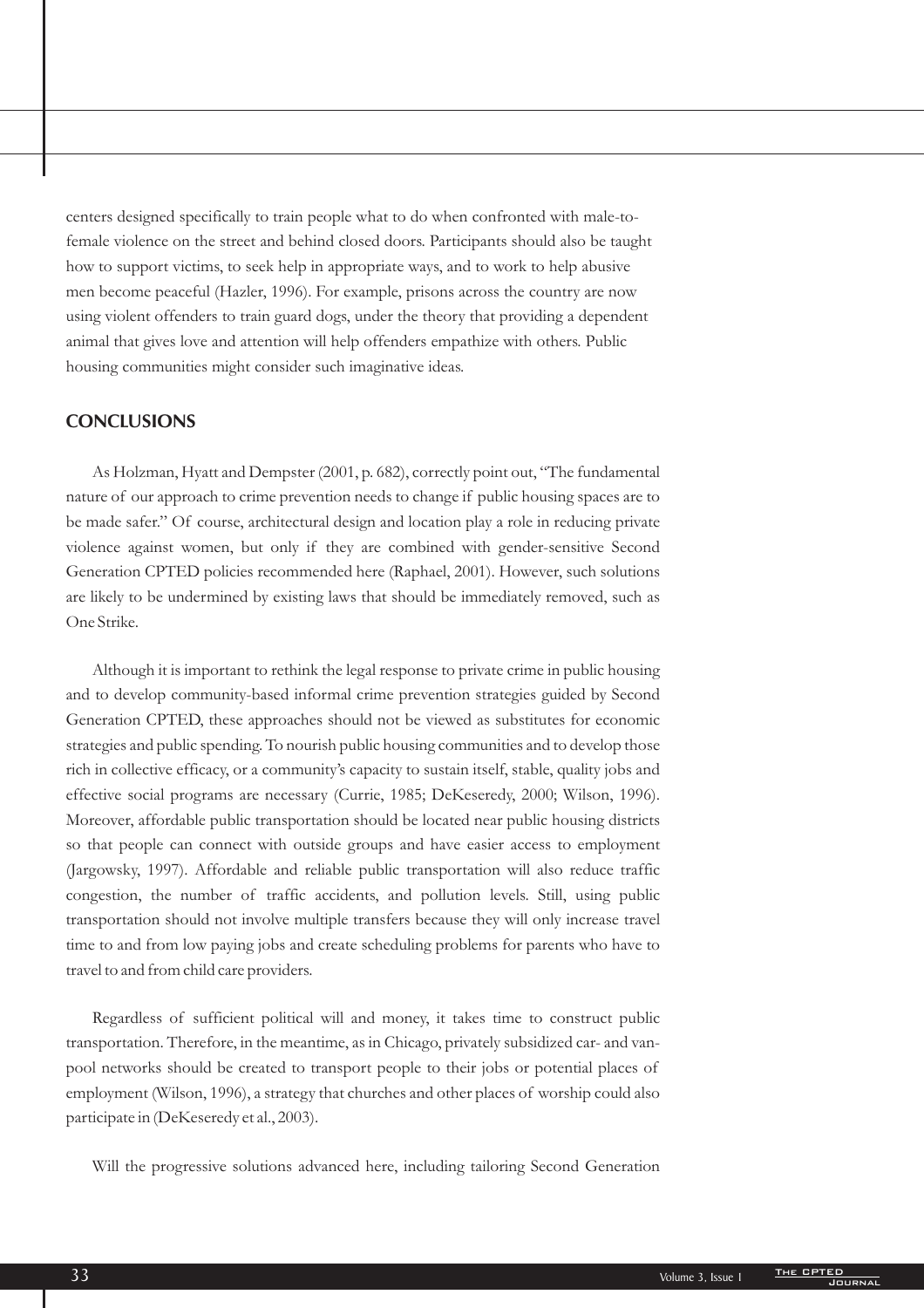centers designed specifically to train people what to do when confronted with male-to-female violence on the street and behind closed doors. Participants should also be taught how to support victims, to seek help in appropriate ways, and to work to help abusive men become peaceful (Hazler, 1996). For example, prisons across the country are now using violent offenders to train guard dogs, under the theory that providing a dependent animal that gives love and attention will help offenders empathize with others. Public housing communities might consider such imaginative ideas.

## CONCLUSIONS

As Holzman, Hyatt and Dempster (2001, p. 682), correctly point out, "The fundamental nature of our approach to crime prevention needs to change if public housing spaces are to be made safer." Of course, architectural design and location play a role in reducing private violence against women, but only if they are combined with gender-sensitive Second Generation CPTED policies recommended here (Raphael, 2001). However, such solutions are likely to be undermined by existing laws that should be immediately removed, such as One Strike.

Although it is important to rethink the legal response to private crime in public housing and to develop community-based informal crime prevention strategies guided by Second Generation CPTED, these approaches should not be viewed as substitutes for economic strategies and public spending. To nourish public housing communities and to develop those rich in collective efficacy, or a community's capacity to sustain itself, stable, quality jobs and effective social programs are necessary (Currie, 1985; DeKeseredy, 2000; Wilson, 1996). Moreover, affordable public transportation should be located near public housing districts so that people can connect with outside groups and have easier access to employment (Jargowsky, 1997). Affordable and reliable public transportation will also reduce traffic congestion, the number of traffic accidents, and pollution levels. Still, using public transportation should not involve multiple transfers because they will only increase travel time to and from low paying jobs and create scheduling problems for parents who have to travel to and from child care providers.

Regardless of sufficient political will and money, it takes time to construct public transportation. Therefore, in the meantime, as in Chicago, privately subsidized car- and van-pool networks should be created to transport people to their jobs or potential places of employment (Wilson, 1996), a strategy that churches and other places of worship could also participate in (DeKeseredy et al., 2003).

Will the progressive solutions advanced here, including tailoring Second Generation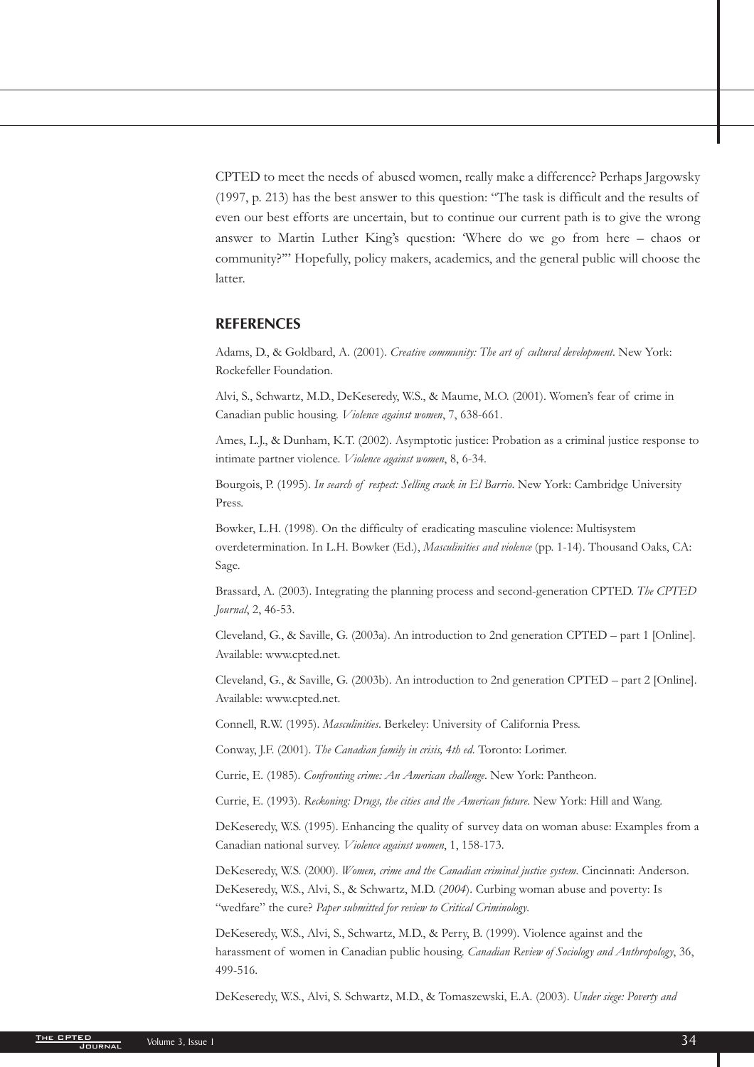CPTED to meet the needs of abused women, really make a difference? Perhaps Jargowsky (1997, p. 213) has the best answer to this question: "The task is difficult and the results of even our best efforts are uncertain, but to continue our current path is to give the wrong answer to Martin Luther King's question: 'Where do we go from here – chaos or community?'" Hopefully, policy makers, academics, and the general public will choose the latter.

## REFERENCES

Adams, D., & Goldbard, A. (2001). *Creative community: The art of cultural development*. New York: Rockefeller Foundation.

Alvi, S., Schwartz, M.D., DeKeseredy, W.S., & Maume, M.O. (2001). Women's fear of crime in Canadian public housing. *Violence against women*, 7, 638-661.

Ames, L.J., & Dunham, K.T. (2002). Asymptotic justice: Probation as a criminal justice response to intimate partner violence. *Violence against women*, 8, 6-34.

Bourgois, P. (1995). *In search of respect: Selling crack in El Barrio*. New York: Cambridge University Press.

Bowker, L.H. (1998). On the difficulty of eradicating masculine violence: Multisystem overdetermination. In L.H. Bowker (Ed.), *Masculinities and violence* (pp. 1-14). Thousand Oaks, CA: Sage.

Brassard, A. (2003). Integrating the planning process and second-generation CPTED. *The CPTED Journal*, 2, 46-53.

Cleveland, G., & Saville, G. (2003a). An introduction to 2nd generation CPTED – part 1 [Online]. Available: www.cpted.net.

Cleveland, G., & Saville, G. (2003b). An introduction to 2nd generation CPTED – part 2 [Online]. Available: www.cpted.net.

Connell, R.W. (1995). *Masculinities*. Berkeley: University of California Press.

Conway, J.F. (2001). *The Canadian family in crisis, 4th ed*. Toronto: Lorimer.

Currie, E. (1985). *Confronting crime: An American challenge*. New York: Pantheon.

Currie, E. (1993). *Reckoning: Drugs, the cities and the American future*. New York: Hill and Wang.

DeKeseredy, W.S. (1995). Enhancing the quality of survey data on woman abuse: Examples from a Canadian national survey. *Violence against women*, 1, 158-173.

DeKeseredy, W.S. (2000). *Women, crime and the Canadian criminal justice system*. Cincinnati: Anderson.

DeKeseredy, W.S., Alvi, S., & Schwartz, M.D. (*2004*). Curbing woman abuse and poverty: Is "wedfare" the cure? *Paper submitted for review to Critical Criminology*.

DeKeseredy, W.S., Alvi, S., Schwartz, M.D., & Perry, B. (1999). Violence against and the harassment of women in Canadian public housing. *Canadian Review of Sociology and Anthropology*, 36, 499-516.

DeKeseredy, W.S., Alvi, S. Schwartz, M.D., & Tomaszewski, E.A. (2003). *Under siege: Poverty and*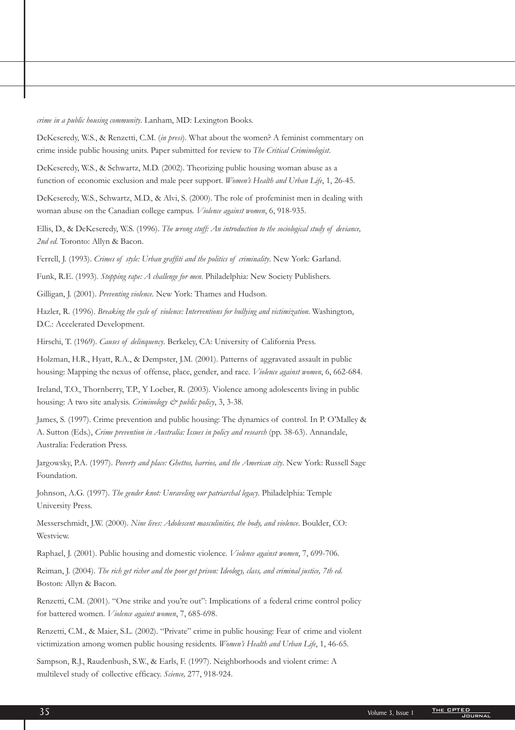*crime in a public housing community*. Lanham, MD: Lexington Books.

DeKeseredy, W.S., & Renzetti, C.M. (*in press*). What about the women? A feminist commentary on crime inside public housing units. Paper submitted for review to *The Critical Criminologist*.

DeKeseredy, W.S., & Schwartz, M.D. (2002). Theorizing public housing woman abuse as a function of economic exclusion and male peer support. *Women's Health and Urban Life*, 1, 26-45.

DeKeseredy, W.S., Schwartz, M.D., & Alvi, S. (2000). The role of profeminist men in dealing with woman abuse on the Canadian college campus. *Violence against women*, 6, 918-935.

Ellis, D., & DeKeseredy, W.S. (1996). *The wrong stuff: An introduction to the sociological study of deviance, 2nd ed.* Toronto: Allyn & Bacon.

Ferrell, J. (1993). *Crimes of style: Urban graffiti and the politics of criminality*. New York: Garland.

Funk, R.E. (1993). *Stopping rape: A challenge for men*. Philadelphia: New Society Publishers.

Gilligan, J. (2001). *Preventing violence*. New York: Thames and Hudson.

Hazler, R. (1996). *Breaking the cycle of violence: Interventions for bullying and victimization*. Washington, D.C.: Accelerated Development.

Hirschi, T. (1969). *Causes of delinquency*. Berkeley, CA: University of California Press.

Holzman, H.R., Hyatt, R.A., & Dempster, J.M. (2001). Patterns of aggravated assault in public housing: Mapping the nexus of offense, place, gender, and race. *Violence against women*, 6, 662-684.

Ireland, T.O., Thornberry, T.P., Y Loeber, R. (2003). Violence among adolescents living in public housing: A two site analysis. *Criminology & public policy*, 3, 3-38.

James, S. (1997). Crime prevention and public housing: The dynamics of control. In P. O'Malley & A. Sutton (Eds.), *Crime prevention in Australia: Issues in policy and research* (pp. 38-63). Annandale, Australia: Federation Press.

Jargowsky, P.A. (1997). *Poverty and place: Ghettos, barrios, and the American city*. New York: Russell Sage Foundation.

Johnson, A.G. (1997). *The gender knot: Unraveling our patriarchal legacy*. Philadelphia: Temple University Press.

Messerschmidt, J.W. (2000). *Nine lives: Adolescent masculinities, the body, and violence*. Boulder, CO: Westview.

Raphael, J. (2001). Public housing and domestic violence. *Violence against women*, 7, 699-706.

Reiman, J. (2004). *The rich get richer and the poor get prison: Ideology, class, and criminal justice, 7th ed*. Boston: Allyn & Bacon.

Renzetti, C.M. (2001). "One strike and you're out": Implications of a federal crime control policy for battered women. *Violence against women*, 7, 685-698.

Renzetti, C.M., & Maier, S.L. (2002). "Private" crime in public housing: Fear of crime and violent victimization among women public housing residents. *Women's Health and Urban Life*, 1, 46-65.

Sampson, R.J., Raudenbush, S.W., & Earls, F. (1997). Neighborhoods and violent crime: A multilevel study of collective efficacy. *Science,* 277, 918-924.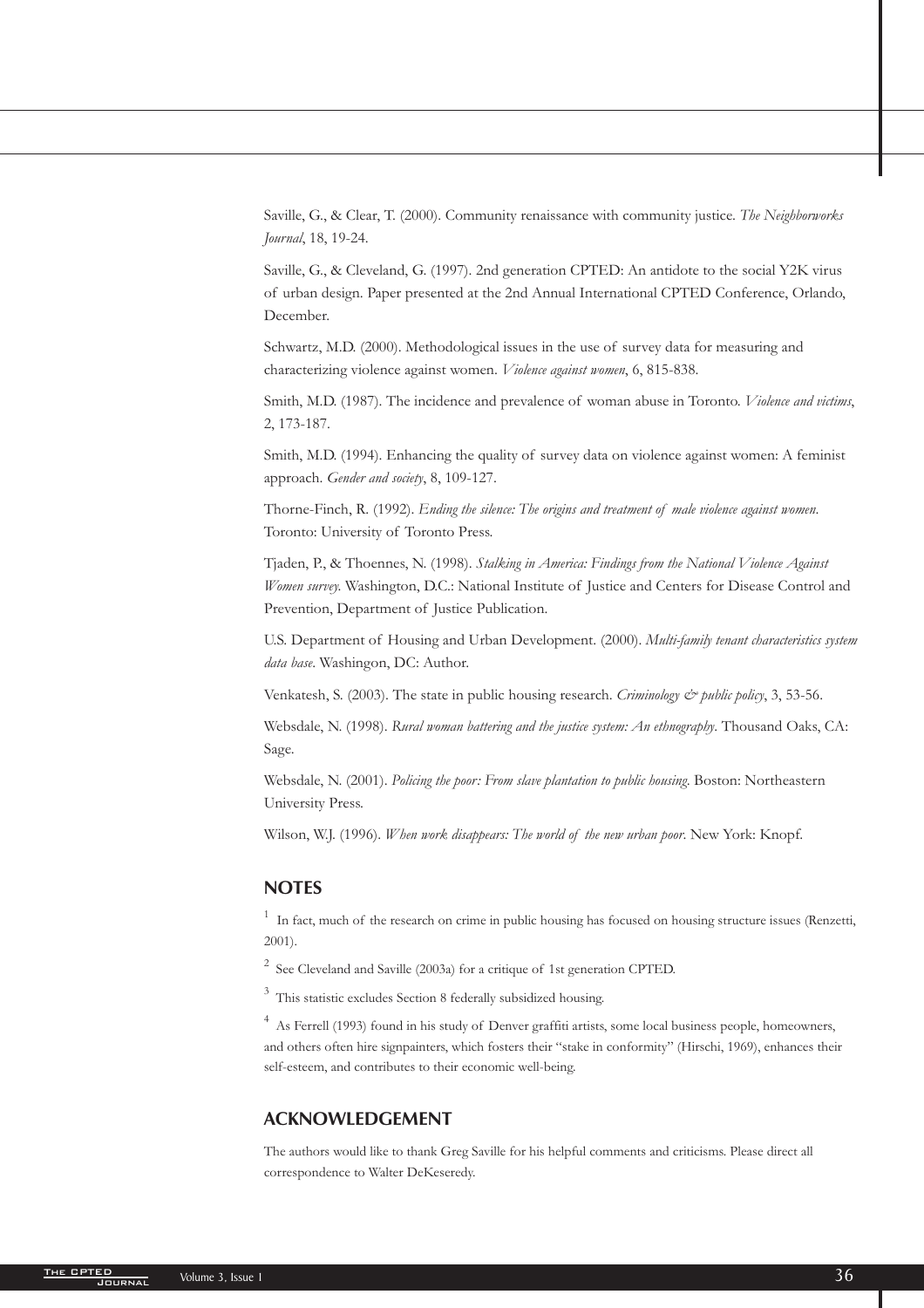Saville, G., & Clear, T. (2000). Community renaissance with community justice. *The Neighborworks Journal*, 18, 19-24.

Saville, G., & Cleveland, G. (1997). 2nd generation CPTED: An antidote to the social Y2K virus of urban design. Paper presented at the 2nd Annual International CPTED Conference, Orlando, December.

Schwartz, M.D. (2000). Methodological issues in the use of survey data for measuring and characterizing violence against women. *Violence against women*, 6, 815-838.

Smith, M.D. (1987). The incidence and prevalence of woman abuse in Toronto. *Violence and victims*, 2, 173-187.

Smith, M.D. (1994). Enhancing the quality of survey data on violence against women: A feminist approach. *Gender and society*, 8, 109-127.

Thorne-Finch, R. (1992). *Ending the silence: The origins and treatment of male violence against women.* Toronto: University of Toronto Press.

Tjaden, P., & Thoennes, N. (1998). *Stalking in America: Findings from the National Violence Against Women survey.* Washington, D.C.: National Institute of Justice and Centers for Disease Control and Prevention, Department of Justice Publication.

U.S. Department of Housing and Urban Development. (2000). *Multi-family tenant characteristics system data base*. Washingon, DC: Author.

Venkatesh, S. (2003). The state in public housing research. *Criminology & public policy*, 3, 53-56.

Websdale, N. (1998). *Rural woman battering and the justice system: An ethnography*. Thousand Oaks, CA: Sage.

Websdale, N. (2001). *Policing the poor: From slave plantation to public housing*. Boston: Northeastern University Press.

Wilson, W.J. (1996). *When work disappears: The world of the new urban poor*. New York: Knopf.

## NOTES

[1] In fact, much of the research on crime in public housing has focused on housing structure issues (Renzetti, 2001).

[2] See Cleveland and Saville (2003a) for a critique of 1st generation CPTED.

[3] This statistic excludes Section 8 federally subsidized housing.

[4] As Ferrell (1993) found in his study of Denver graffiti artists, some local business people, homeowners, and others often hire signpainters, which fosters their "stake in conformity" (Hirschi, 1969), enhances their self-esteem, and contributes to their economic well-being.

## ACKNOWLEDGEMENT

The authors would like to thank Greg Saville for his helpful comments and criticisms. Please direct all correspondence to Walter DeKeseredy.